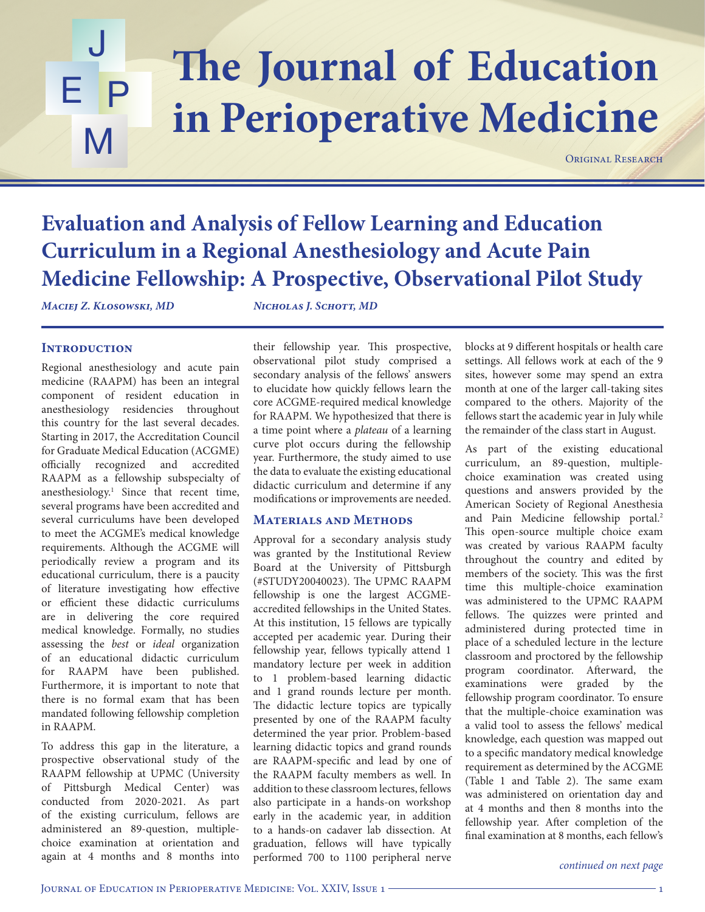# Evaluation and Analysis of Fellow Learning and Education Curriculum in a Regional Anesthesiology and Acute Pain Medicine Fellowship: A Prospective, Observational Pilot Study

*Maciej Z. Klosowski, MD* *Nicholas J. Schott, MD*

## Introduction

Regional anesthesiology and acute pain medicine (RAAPM) has been an integral component of resident education in anesthesiology residencies throughout this country for the last several decades. Starting in 2017, the Accreditation Council for Graduate Medical Education (ACGME) officially recognized and accredited RAAPM as a fellowship subspecialty of anesthesiology.[1] Since that recent time, several programs have been accredited and several curriculums have been developed to meet the ACGME's medical knowledge requirements. Although the ACGME will periodically review a program and its educational curriculum, there is a paucity of literature investigating how effective or efficient these didactic curriculums are in delivering the core required medical knowledge. Formally, no studies assessing the *best* or *ideal* organization of an educational didactic curriculum for RAAPM have been published. Furthermore, it is important to note that there is no formal exam that has been mandated following fellowship completion in RAAPM.

To address this gap in the literature, a prospective observational study of the RAAPM fellowship at UPMC (University of Pittsburgh Medical Center) was conducted from 2020-2021. As part of the existing curriculum, fellows are administered an 89-question, multiple-choice examination at orientation and again at 4 months and 8 months into their fellowship year. This prospective, observational pilot study comprised a secondary analysis of the fellows' answers to elucidate how quickly fellows learn the core ACGME-required medical knowledge for RAAPM. We hypothesized that there is a time point where a *plateau* of a learning curve plot occurs during the fellowship year. Furthermore, the study aimed to use the data to evaluate the existing educational didactic curriculum and determine if any modifications or improvements are needed.

## Materials and Methods

Approval for a secondary analysis study was granted by the Institutional Review Board at the University of Pittsburgh (#STUDY20040023). The UPMC RAAPM fellowship is one the largest ACGME-accredited fellowships in the United States. At this institution, 15 fellows are typically accepted per academic year. During their fellowship year, fellows typically attend 1 mandatory lecture per week in addition to 1 problem-based learning didactic and 1 grand rounds lecture per month. The didactic lecture topics are typically presented by one of the RAAPM faculty determined the year prior. Problem-based learning didactic topics and grand rounds are RAAPM-specific and lead by one of the RAAPM faculty members as well. In addition to these classroom lectures, fellows also participate in a hands-on workshop early in the academic year, in addition to a hands-on cadaver lab dissection. At graduation, fellows will have typically performed 700 to 1100 peripheral nerve blocks at 9 different hospitals or health care settings. All fellows work at each of the 9 sites, however some may spend an extra month at one of the larger call-taking sites compared to the others. Majority of the fellows start the academic year in July while the remainder of the class start in August.

As part of the existing educational curriculum, an 89-question, multiple-choice examination was created using questions and answers provided by the American Society of Regional Anesthesia and Pain Medicine fellowship portal.[2] This open-source multiple choice exam was created by various RAAPM faculty throughout the country and edited by members of the society. This was the first time this multiple-choice examination was administered to the UPMC RAAPM fellows. The quizzes were printed and administered during protected time in place of a scheduled lecture in the lecture classroom and proctored by the fellowship program coordinator. Afterward, the examinations were graded by the fellowship program coordinator. To ensure that the multiple-choice examination was a valid tool to assess the fellows' medical knowledge, each question was mapped out to a specific mandatory medical knowledge requirement as determined by the ACGME (Table 1 and Table 2). The same exam was administered on orientation day and at 4 months and then 8 months into the fellowship year. After completion of the final examination at 8 months, each fellow's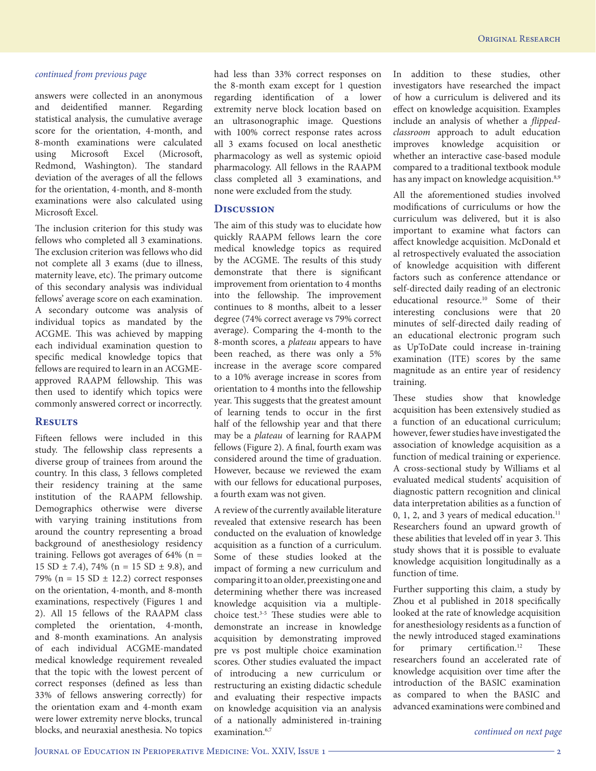*continued from previous page*

answers were collected in an anonymous and deidentified manner. Regarding statistical analysis, the cumulative average score for the orientation, 4-month, and 8-month examinations were calculated using Microsoft Excel (Microsoft, Redmond, Washington). The standard deviation of the averages of all the fellows for the orientation, 4-month, and 8-month examinations were also calculated using Microsoft Excel.

The inclusion criterion for this study was fellows who completed all 3 examinations. The exclusion criterion was fellows who did not complete all 3 exams (due to illness, maternity leave, etc). The primary outcome of this secondary analysis was individual fellows' average score on each examination. A secondary outcome was analysis of individual topics as mandated by the ACGME. This was achieved by mapping each individual examination question to specific medical knowledge topics that fellows are required to learn in an ACGME-approved RAAPM fellowship. This was then used to identify which topics were commonly answered correct or incorrectly.

## Results

Fifteen fellows were included in this study. The fellowship class represents a diverse group of trainees from around the country. In this class, 3 fellows completed their residency training at the same institution of the RAAPM fellowship. Demographics otherwise were diverse with varying training institutions from around the country representing a broad background of anesthesiology residency training. Fellows got averages of 64% (n = 15 SD ± 7.4), 74% (n = 15 SD ± 9.8), and 79% (n = 15 SD ± 12.2) correct responses on the orientation, 4-month, and 8-month examinations, respectively (Figures 1 and 2). All 15 fellows of the RAAPM class completed the orientation, 4-month, and 8-month examinations. An analysis of each individual ACGME-mandated medical knowledge requirement revealed that the topic with the lowest percent of correct responses (defined as less than 33% of fellows answering correctly) for the orientation exam and 4-month exam were lower extremity nerve blocks, truncal blocks, and neuraxial anesthesia. No topics had less than 33% correct responses on the 8-month exam except for 1 question regarding identification of a lower extremity nerve block location based on an ultrasonographic image. Questions with 100% correct response rates across all 3 exams focused on local anesthetic pharmacology as well as systemic opioid pharmacology. All fellows in the RAAPM class completed all 3 examinations, and none were excluded from the study.

## Discussion

The aim of this study was to elucidate how quickly RAAPM fellows learn the core medical knowledge topics as required by the ACGME. The results of this study demonstrate that there is significant improvement from orientation to 4 months into the fellowship. The improvement continues to 8 months, albeit to a lesser degree (74% correct average vs 79% correct average). Comparing the 4-month to the 8-month scores, a *plateau* appears to have been reached, as there was only a 5% increase in the average score compared to a 10% average increase in scores from orientation to 4 months into the fellowship year. This suggests that the greatest amount of learning tends to occur in the first half of the fellowship year and that there may be a *plateau* of learning for RAAPM fellows (Figure 2). A final, fourth exam was considered around the time of graduation. However, because we reviewed the exam with our fellows for educational purposes, a fourth exam was not given.

A review of the currently available literature revealed that extensive research has been conducted on the evaluation of knowledge acquisition as a function of a curriculum. Some of these studies looked at the impact of forming a new curriculum and comparing it to an older, preexisting one and determining whether there was increased knowledge acquisition via a multiple-choice test.[3-5] These studies were able to demonstrate an increase in knowledge acquisition by demonstrating improved pre vs post multiple choice examination scores. Other studies evaluated the impact of introducing a new curriculum or restructuring an existing didactic schedule and evaluating their respective impacts on knowledge acquisition via an analysis of a nationally administered in-training examination.[6,7]

In addition to these studies, other investigators have researched the impact of how a curriculum is delivered and its effect on knowledge acquisition. Examples include an analysis of whether a *flipped-classroom* approach to adult education improves knowledge acquisition or whether an interactive case-based module compared to a traditional textbook module has any impact on knowledge acquisition.[8,9]

All the aforementioned studies involved modifications of curriculums or how the curriculum was delivered, but it is also important to examine what factors can affect knowledge acquisition. McDonald et al retrospectively evaluated the association of knowledge acquisition with different factors such as conference attendance or self-directed daily reading of an electronic educational resource.[10] Some of their interesting conclusions were that 20 minutes of self-directed daily reading of an educational electronic program such as UpToDate could increase in-training examination (ITE) scores by the same magnitude as an entire year of residency training.

These studies show that knowledge acquisition has been extensively studied as a function of an educational curriculum; however, fewer studies have investigated the association of knowledge acquisition as a function of medical training or experience. A cross-sectional study by Williams et al evaluated medical students' acquisition of diagnostic pattern recognition and clinical data interpretation abilities as a function of 0, 1, 2, and 3 years of medical education.[11] Researchers found an upward growth of these abilities that leveled off in year 3. This study shows that it is possible to evaluate knowledge acquisition longitudinally as a function of time.

Further supporting this claim, a study by Zhou et al published in 2018 specifically looked at the rate of knowledge acquisition for anesthesiology residents as a function of the newly introduced staged examinations for primary certification.[12] These researchers found an accelerated rate of knowledge acquisition over time after the introduction of the BASIC examination as compared to when the BASIC and advanced examinations were combined and

*continued on next page*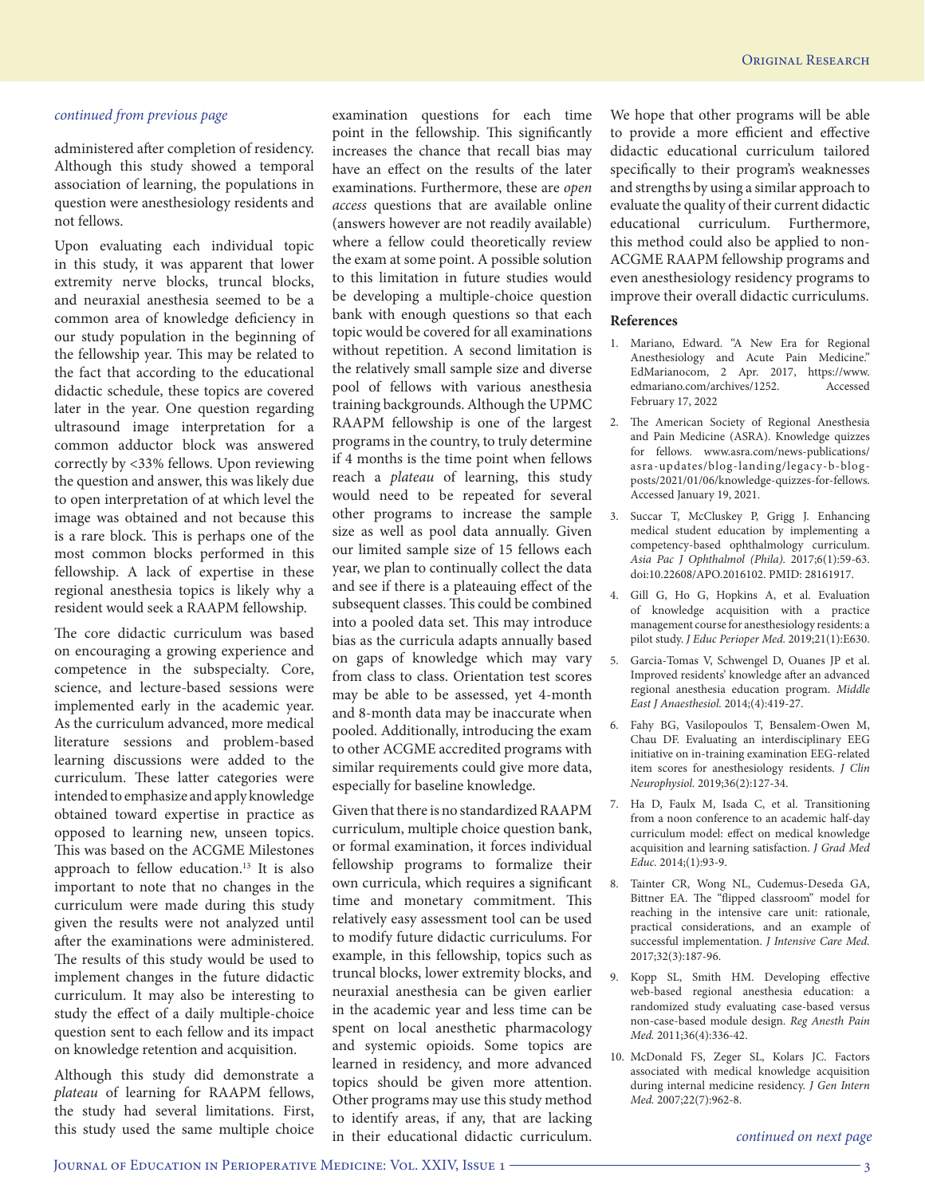*continued from previous page*

administered after completion of residency. Although this study showed a temporal association of learning, the populations in question were anesthesiology residents and not fellows.

Upon evaluating each individual topic in this study, it was apparent that lower extremity nerve blocks, truncal blocks, and neuraxial anesthesia seemed to be a common area of knowledge deficiency in our study population in the beginning of the fellowship year. This may be related to the fact that according to the educational didactic schedule, these topics are covered later in the year. One question regarding ultrasound image interpretation for a common adductor block was answered correctly by <33% fellows. Upon reviewing the question and answer, this was likely due to open interpretation of at which level the image was obtained and not because this is a rare block. This is perhaps one of the most common blocks performed in this fellowship. A lack of expertise in these regional anesthesia topics is likely why a resident would seek a RAAPM fellowship.

The core didactic curriculum was based on encouraging a growing experience and competence in the subspecialty. Core, science, and lecture-based sessions were implemented early in the academic year. As the curriculum advanced, more medical literature sessions and problem-based learning discussions were added to the curriculum. These latter categories were intended to emphasize and apply knowledge obtained toward expertise in practice as opposed to learning new, unseen topics. This was based on the ACGME Milestones approach to fellow education.[13] It is also important to note that no changes in the curriculum were made during this study given the results were not analyzed until after the examinations were administered. The results of this study would be used to implement changes in the future didactic curriculum. It may also be interesting to study the effect of a daily multiple-choice question sent to each fellow and its impact on knowledge retention and acquisition.

Although this study did demonstrate a *plateau* of learning for RAAPM fellows, the study had several limitations. First, this study used the same multiple choice examination questions for each time point in the fellowship. This significantly increases the chance that recall bias may have an effect on the results of the later examinations. Furthermore, these are *open access* questions that are available online (answers however are not readily available) where a fellow could theoretically review the exam at some point. A possible solution to this limitation in future studies would be developing a multiple-choice question bank with enough questions so that each topic would be covered for all examinations without repetition. A second limitation is the relatively small sample size and diverse pool of fellows with various anesthesia training backgrounds. Although the UPMC RAAPM fellowship is one of the largest programs in the country, to truly determine if 4 months is the time point when fellows reach a *plateau* of learning, this study would need to be repeated for several other programs to increase the sample size as well as pool data annually. Given our limited sample size of 15 fellows each year, we plan to continually collect the data and see if there is a plateauing effect of the subsequent classes. This could be combined into a pooled data set. This may introduce bias as the curricula adapts annually based on gaps of knowledge which may vary from class to class. Orientation test scores may be able to be assessed, yet 4-month and 8-month data may be inaccurate when pooled. Additionally, introducing the exam to other ACGME accredited programs with similar requirements could give more data, especially for baseline knowledge.

Given that there is no standardized RAAPM curriculum, multiple choice question bank, or formal examination, it forces individual fellowship programs to formalize their own curricula, which requires a significant time and monetary commitment. This relatively easy assessment tool can be used to modify future didactic curriculums. For example, in this fellowship, topics such as truncal blocks, lower extremity blocks, and neuraxial anesthesia can be given earlier in the academic year and less time can be spent on local anesthetic pharmacology and systemic opioids. Some topics are learned in residency, and more advanced topics should be given more attention. Other programs may use this study method to identify areas, if any, that are lacking in their educational didactic curriculum. We hope that other programs will be able to provide a more efficient and effective didactic educational curriculum tailored specifically to their program's weaknesses and strengths by using a similar approach to evaluate the quality of their current didactic educational curriculum. Furthermore, this method could also be applied to non-ACGME RAAPM fellowship programs and even anesthesiology residency programs to improve their overall didactic curriculums.

**References**

1. Mariano, Edward. "A New Era for Regional Anesthesiology and Acute Pain Medicine." EdMarianocom, 2 Apr. 2017, https://www.edmariano.com/archives/1252. Accessed February 17, 2022
2. The American Society of Regional Anesthesia and Pain Medicine (ASRA). Knowledge quizzes for fellows. www.asra.com/news-publications/asra-updates/blog-landing/legacy-b-blog-posts/2021/01/06/knowledge-quizzes-for-fellows. Accessed January 19, 2021.
3. Succar T, McCluskey P, Grigg J. Enhancing medical student education by implementing a competency-based ophthalmology curriculum. *Asia Pac J Ophthalmol (Phila).* 2017;6(1):59-63. doi:10.22608/APO.2016102. PMID: 28161917.
4. Gill G, Ho G, Hopkins A, et al. Evaluation of knowledge acquisition with a practice management course for anesthesiology residents: a pilot study. *J Educ Perioper Med.* 2019;21(1):E630.
5. Garcia-Tomas V, Schwengel D, Ouanes JP et al. Improved residents' knowledge after an advanced regional anesthesia education program. *Middle East J Anaesthesiol.* 2014;(4):419-27.
6. Fahy BG, Vasilopoulos T, Bensalem-Owen M, Chau DF. Evaluating an interdisciplinary EEG initiative on in-training examination EEG-related item scores for anesthesiology residents. *J Clin Neurophysiol.* 2019;36(2):127-34.
7. Ha D, Faulx M, Isada C, et al. Transitioning from a noon conference to an academic half-day curriculum model: effect on medical knowledge acquisition and learning satisfaction. *J Grad Med Educ.* 2014;(1):93-9.
8. Tainter CR, Wong NL, Cudemus-Deseda GA, Bittner EA. The "flipped classroom" model for reaching in the intensive care unit: rationale, practical considerations, and an example of successful implementation. *J Intensive Care Med.* 2017;32(3):187-96.
9. Kopp SL, Smith HM. Developing effective web-based regional anesthesia education: a randomized study evaluating case-based versus non-case-based module design. *Reg Anesth Pain Med.* 2011;36(4):336-42.
10. McDonald FS, Zeger SL, Kolars JC. Factors associated with medical knowledge acquisition during internal medicine residency. *J Gen Intern Med.* 2007;22(7):962-8.

*continued on next page*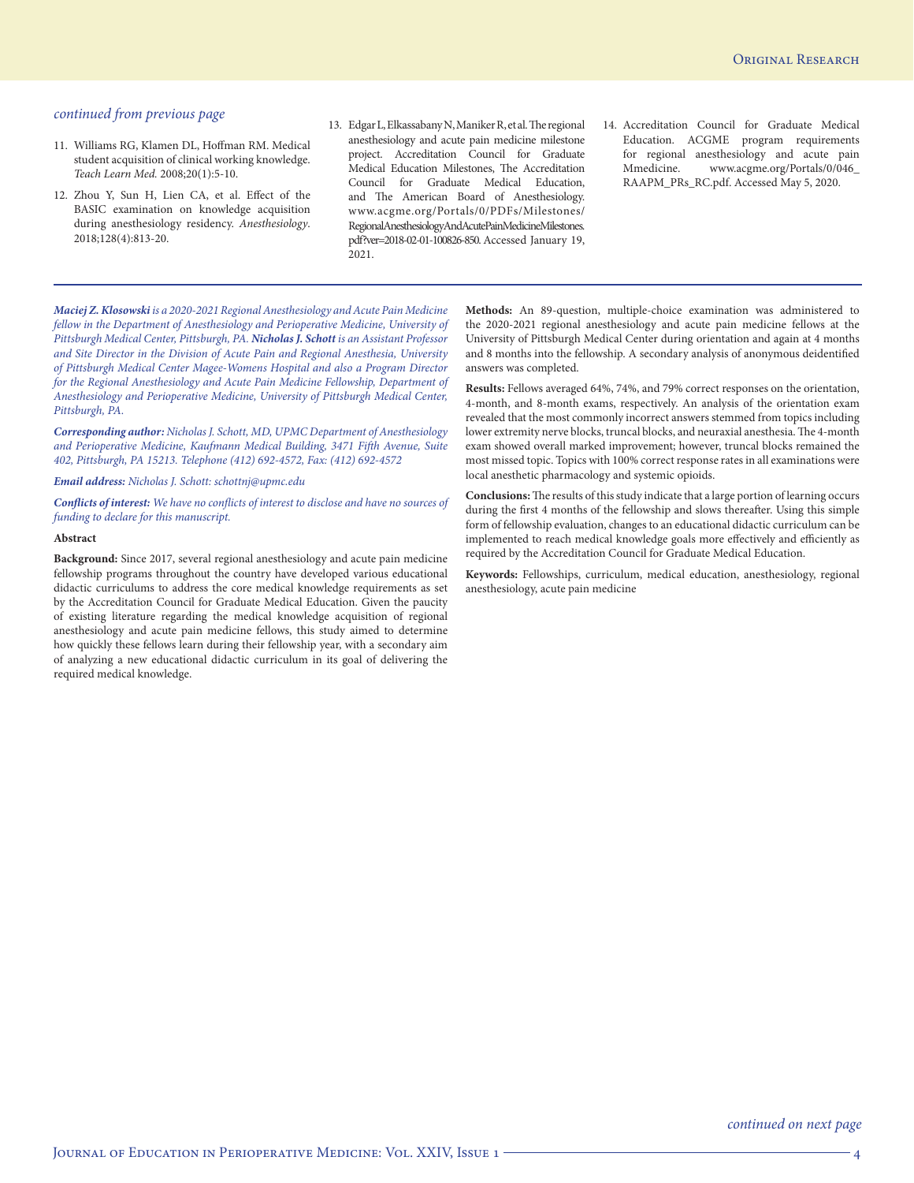*continued from previous page*

11. Williams RG, Klamen DL, Hoffman RM. Medical student acquisition of clinical working knowledge. *Teach Learn Med.* 2008;20(1):5-10.
12. Zhou Y, Sun H, Lien CA, et al. Effect of the BASIC examination on knowledge acquisition during anesthesiology residency. *Anesthesiology*. 2018;128(4):813-20.
13. Edgar L, Elkassabany N, Maniker R, et al. The regional anesthesiology and acute pain medicine milestone project. Accreditation Council for Graduate Medical Education Milestones, The Accreditation Council for Graduate Medical Education, and The American Board of Anesthesiology. www.acgme.org/Portals/0/PDFs/Milestones/RegionalAnesthesiologyAndAcutePainMedicineMilestones.pdf?ver=2018-02-01-100826-850. Accessed January 19, 2021.
14. Accreditation Council for Graduate Medical Education. ACGME program requirements for regional anesthesiology and acute pain Mmedicine. www.acgme.org/Portals/0/046_RAAPM_PRs_RC.pdf. Accessed May 5, 2020.

---

***Maciej Z. Klosowski** is a 2020-2021 Regional Anesthesiology and Acute Pain Medicine fellow in the Department of Anesthesiology and Perioperative Medicine, University of Pittsburgh Medical Center, Pittsburgh, PA.* ***Nicholas J. Schott** is an Assistant Professor and Site Director in the Division of Acute Pain and Regional Anesthesia, University of Pittsburgh Medical Center Magee-Womens Hospital and also a Program Director for the Regional Anesthesiology and Acute Pain Medicine Fellowship, Department of Anesthesiology and Perioperative Medicine, University of Pittsburgh Medical Center, Pittsburgh, PA.*

***Corresponding author:** Nicholas J. Schott, MD, UPMC Department of Anesthesiology and Perioperative Medicine, Kaufmann Medical Building, 3471 Fifth Avenue, Suite 402, Pittsburgh, PA 15213. Telephone (412) 692-4572, Fax: (412) 692-4572*

***Email address:** Nicholas J. Schott: schottnj@upmc.edu*

***Conflicts of interest:** We have no conflicts of interest to disclose and have no sources of funding to declare for this manuscript.*

**Abstract**

**Background:** Since 2017, several regional anesthesiology and acute pain medicine fellowship programs throughout the country have developed various educational didactic curriculums to address the core medical knowledge requirements as set by the Accreditation Council for Graduate Medical Education. Given the paucity of existing literature regarding the medical knowledge acquisition of regional anesthesiology and acute pain medicine fellows, this study aimed to determine how quickly these fellows learn during their fellowship year, with a secondary aim of analyzing a new educational didactic curriculum in its goal of delivering the required medical knowledge.

**Methods:** An 89-question, multiple-choice examination was administered to the 2020-2021 regional anesthesiology and acute pain medicine fellows at the University of Pittsburgh Medical Center during orientation and again at 4 months and 8 months into the fellowship. A secondary analysis of anonymous deidentified answers was completed.

**Results:** Fellows averaged 64%, 74%, and 79% correct responses on the orientation, 4-month, and 8-month exams, respectively. An analysis of the orientation exam revealed that the most commonly incorrect answers stemmed from topics including lower extremity nerve blocks, truncal blocks, and neuraxial anesthesia. The 4-month exam showed overall marked improvement; however, truncal blocks remained the most missed topic. Topics with 100% correct response rates in all examinations were local anesthetic pharmacology and systemic opioids.

**Conclusions:** The results of this study indicate that a large portion of learning occurs during the first 4 months of the fellowship and slows thereafter. Using this simple form of fellowship evaluation, changes to an educational didactic curriculum can be implemented to reach medical knowledge goals more effectively and efficiently as required by the Accreditation Council for Graduate Medical Education.

**Keywords:** Fellowships, curriculum, medical education, anesthesiology, regional anesthesiology, acute pain medicine

*continued on next page*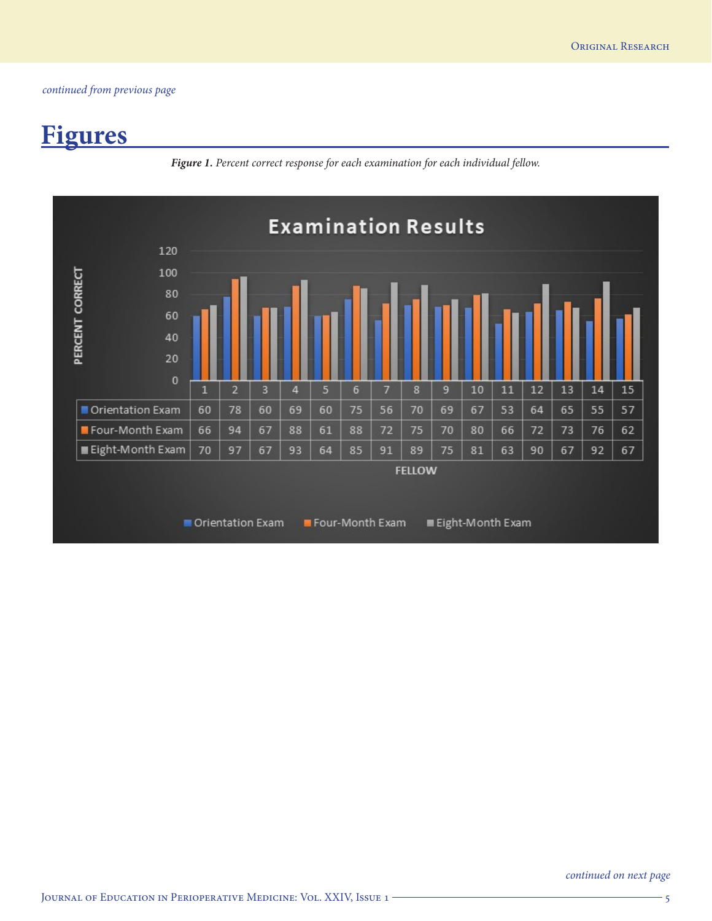*continued from previous page*

# Figures

***Figure 1.*** *Percent correct response for each examination for each individual fellow.*

**Examination Results**

| FELLOW | 1 | 2 | 3 | 4 | 5 | 6 | 7 | 8 | 9 | 10 | 11 | 12 | 13 | 14 | 15 |
|---|---|---|---|---|---|---|---|---|---|---|---|---|---|---|---|
| Orientation Exam | 60 | 78 | 60 | 69 | 60 | 75 | 56 | 70 | 69 | 67 | 53 | 64 | 65 | 55 | 57 |
| Four-Month Exam | 66 | 94 | 67 | 88 | 61 | 88 | 72 | 75 | 70 | 80 | 66 | 72 | 73 | 76 | 62 |
| Eight-Month Exam | 70 | 97 | 67 | 93 | 64 | 85 | 91 | 89 | 75 | 81 | 63 | 90 | 67 | 92 | 67 |

*continued on next page*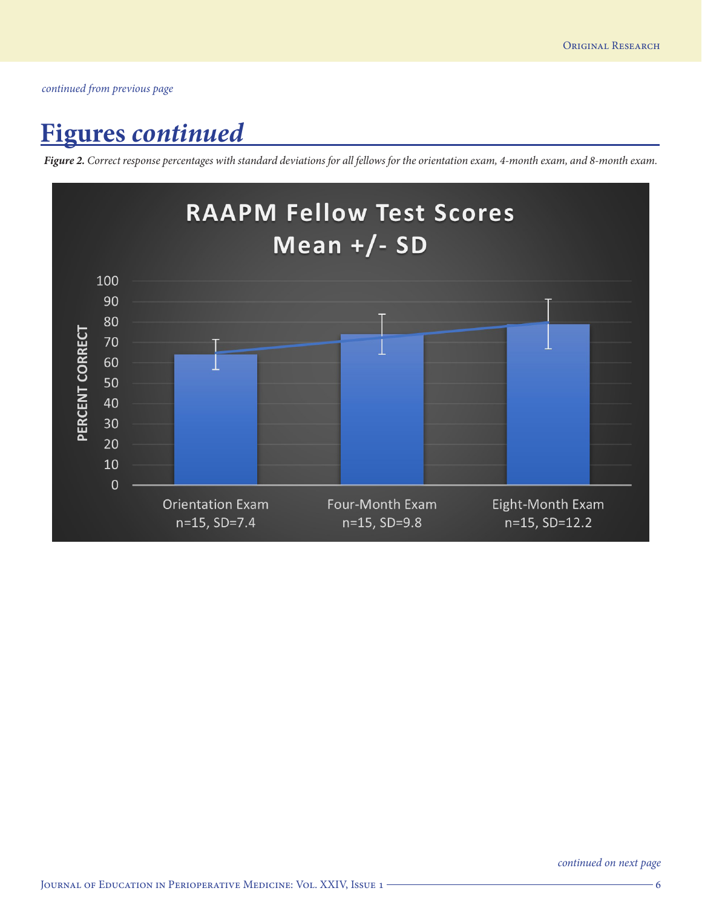*continued from previous page*

# Figures *continued*

***Figure 2.*** *Correct response percentages with standard deviations for all fellows for the orientation exam, 4-month exam, and 8-month exam.*

**RAAPM Fellow Test Scores Mean +/- SD**

Orientation Exam n=15, SD=7.4

Four-Month Exam n=15, SD=9.8

Eight-Month Exam n=15, SD=12.2

*continued on next page*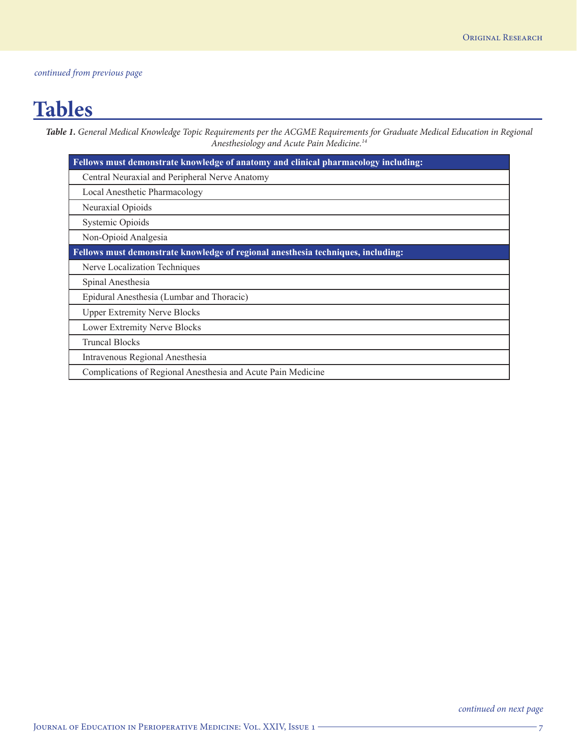*continued from previous page*

# Tables

***Table 1.*** *General Medical Knowledge Topic Requirements per the ACGME Requirements for Graduate Medical Education in Regional Anesthesiology and Acute Pain Medicine.*[14]

| **Fellows must demonstrate knowledge of anatomy and clinical pharmacology including:** |
|---|
| Central Neuraxial and Peripheral Nerve Anatomy |
| Local Anesthetic Pharmacology |
| Neuraxial Opioids |
| Systemic Opioids |
| Non-Opioid Analgesia |
| **Fellows must demonstrate knowledge of regional anesthesia techniques, including:** |
| Nerve Localization Techniques |
| Spinal Anesthesia |
| Epidural Anesthesia (Lumbar and Thoracic) |
| Upper Extremity Nerve Blocks |
| Lower Extremity Nerve Blocks |
| Truncal Blocks |
| Intravenous Regional Anesthesia |
| Complications of Regional Anesthesia and Acute Pain Medicine |

*continued on next page*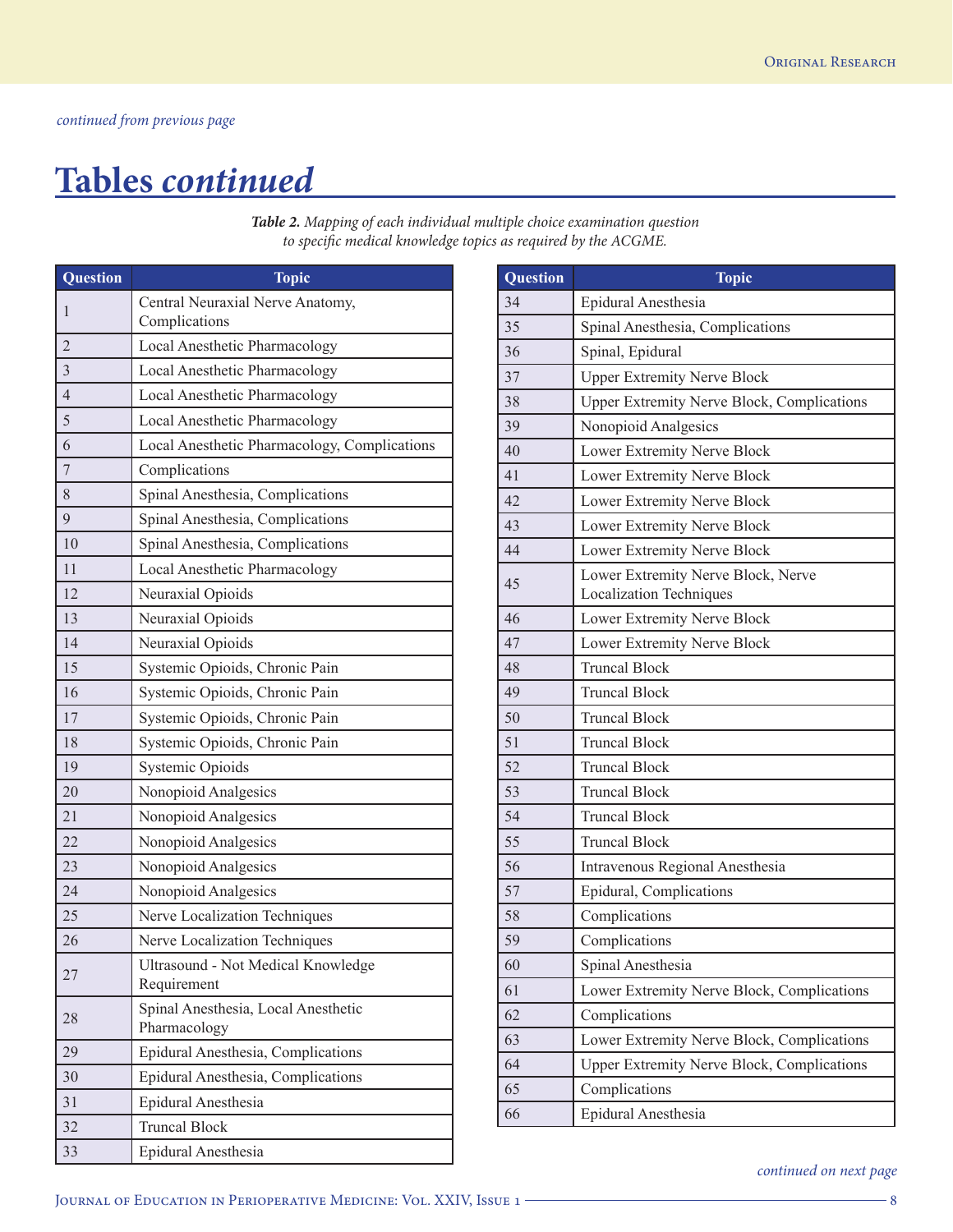*continued from previous page*

# Tables *continued*

***Table 2.*** *Mapping of each individual multiple choice examination question to specific medical knowledge topics as required by the ACGME.*

| Question | Topic |
|---|---|
| 1 | Central Neuraxial Nerve Anatomy, Complications |
| 2 | Local Anesthetic Pharmacology |
| 3 | Local Anesthetic Pharmacology |
| 4 | Local Anesthetic Pharmacology |
| 5 | Local Anesthetic Pharmacology |
| 6 | Local Anesthetic Pharmacology, Complications |
| 7 | Complications |
| 8 | Spinal Anesthesia, Complications |
| 9 | Spinal Anesthesia, Complications |
| 10 | Spinal Anesthesia, Complications |
| 11 | Local Anesthetic Pharmacology |
| 12 | Neuraxial Opioids |
| 13 | Neuraxial Opioids |
| 14 | Neuraxial Opioids |
| 15 | Systemic Opioids, Chronic Pain |
| 16 | Systemic Opioids, Chronic Pain |
| 17 | Systemic Opioids, Chronic Pain |
| 18 | Systemic Opioids, Chronic Pain |
| 19 | Systemic Opioids |
| 20 | Nonopioid Analgesics |
| 21 | Nonopioid Analgesics |
| 22 | Nonopioid Analgesics |
| 23 | Nonopioid Analgesics |
| 24 | Nonopioid Analgesics |
| 25 | Nerve Localization Techniques |
| 26 | Nerve Localization Techniques |
| 27 | Ultrasound - Not Medical Knowledge Requirement |
| 28 | Spinal Anesthesia, Local Anesthetic Pharmacology |
| 29 | Epidural Anesthesia, Complications |
| 30 | Epidural Anesthesia, Complications |
| 31 | Epidural Anesthesia |
| 32 | Truncal Block |
| 33 | Epidural Anesthesia |
| 34 | Epidural Anesthesia |
| 35 | Spinal Anesthesia, Complications |
| 36 | Spinal, Epidural |
| 37 | Upper Extremity Nerve Block |
| 38 | Upper Extremity Nerve Block, Complications |
| 39 | Nonopioid Analgesics |
| 40 | Lower Extremity Nerve Block |
| 41 | Lower Extremity Nerve Block |
| 42 | Lower Extremity Nerve Block |
| 43 | Lower Extremity Nerve Block |
| 44 | Lower Extremity Nerve Block |
| 45 | Lower Extremity Nerve Block, Nerve Localization Techniques |
| 46 | Lower Extremity Nerve Block |
| 47 | Lower Extremity Nerve Block |
| 48 | Truncal Block |
| 49 | Truncal Block |
| 50 | Truncal Block |
| 51 | Truncal Block |
| 52 | Truncal Block |
| 53 | Truncal Block |
| 54 | Truncal Block |
| 55 | Truncal Block |
| 56 | Intravenous Regional Anesthesia |
| 57 | Epidural, Complications |
| 58 | Complications |
| 59 | Complications |
| 60 | Spinal Anesthesia |
| 61 | Lower Extremity Nerve Block, Complications |
| 62 | Complications |
| 63 | Lower Extremity Nerve Block, Complications |
| 64 | Upper Extremity Nerve Block, Complications |
| 65 | Complications |
| 66 | Epidural Anesthesia |

*continued on next page*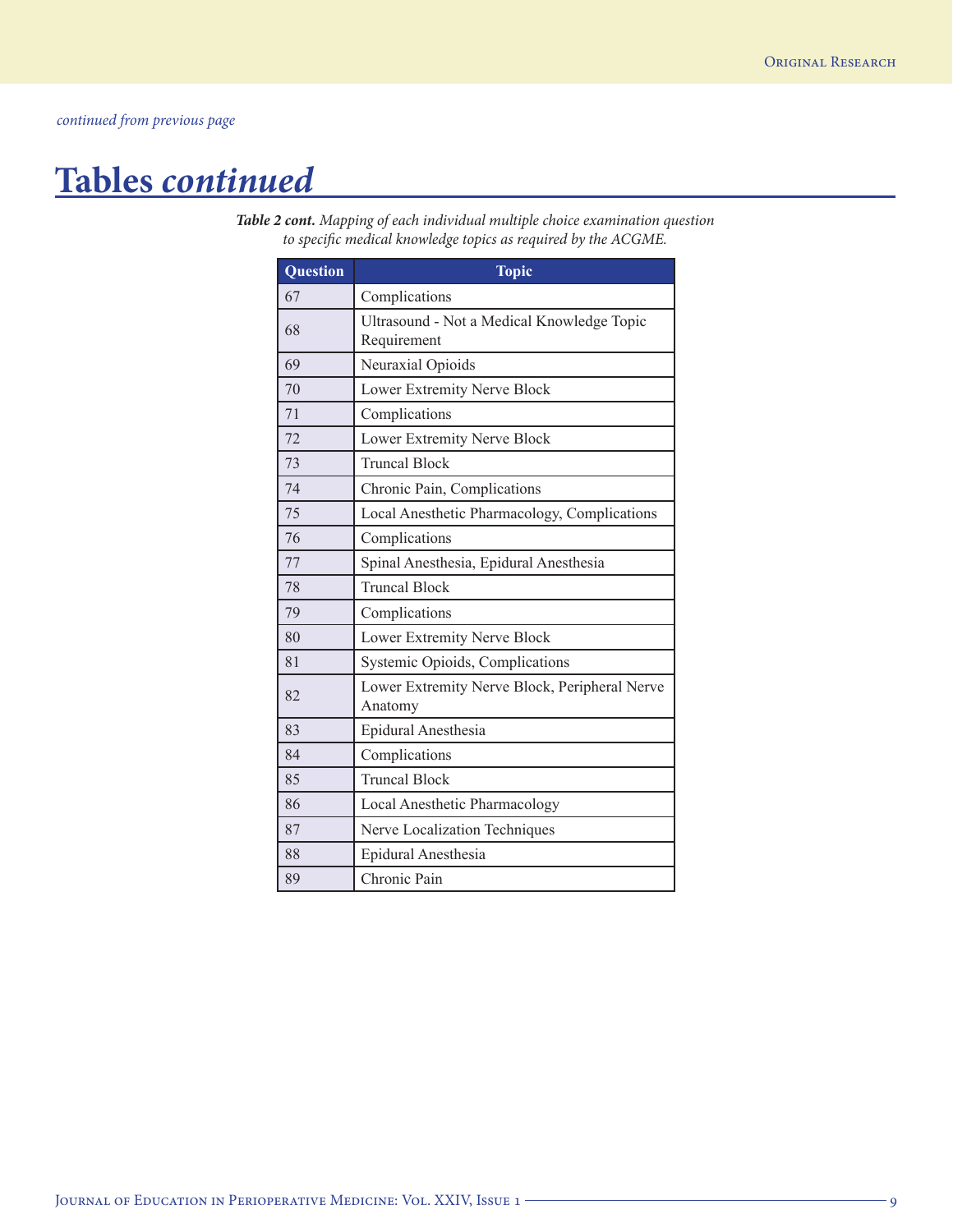*continued from previous page*

# Tables *continued*

***Table 2 cont.*** *Mapping of each individual multiple choice examination question to specific medical knowledge topics as required by the ACGME.*

| Question | Topic |
|---|---|
| 67 | Complications |
| 68 | Ultrasound - Not a Medical Knowledge Topic Requirement |
| 69 | Neuraxial Opioids |
| 70 | Lower Extremity Nerve Block |
| 71 | Complications |
| 72 | Lower Extremity Nerve Block |
| 73 | Truncal Block |
| 74 | Chronic Pain, Complications |
| 75 | Local Anesthetic Pharmacology, Complications |
| 76 | Complications |
| 77 | Spinal Anesthesia, Epidural Anesthesia |
| 78 | Truncal Block |
| 79 | Complications |
| 80 | Lower Extremity Nerve Block |
| 81 | Systemic Opioids, Complications |
| 82 | Lower Extremity Nerve Block, Peripheral Nerve Anatomy |
| 83 | Epidural Anesthesia |
| 84 | Complications |
| 85 | Truncal Block |
| 86 | Local Anesthetic Pharmacology |
| 87 | Nerve Localization Techniques |
| 88 | Epidural Anesthesia |
| 89 | Chronic Pain |